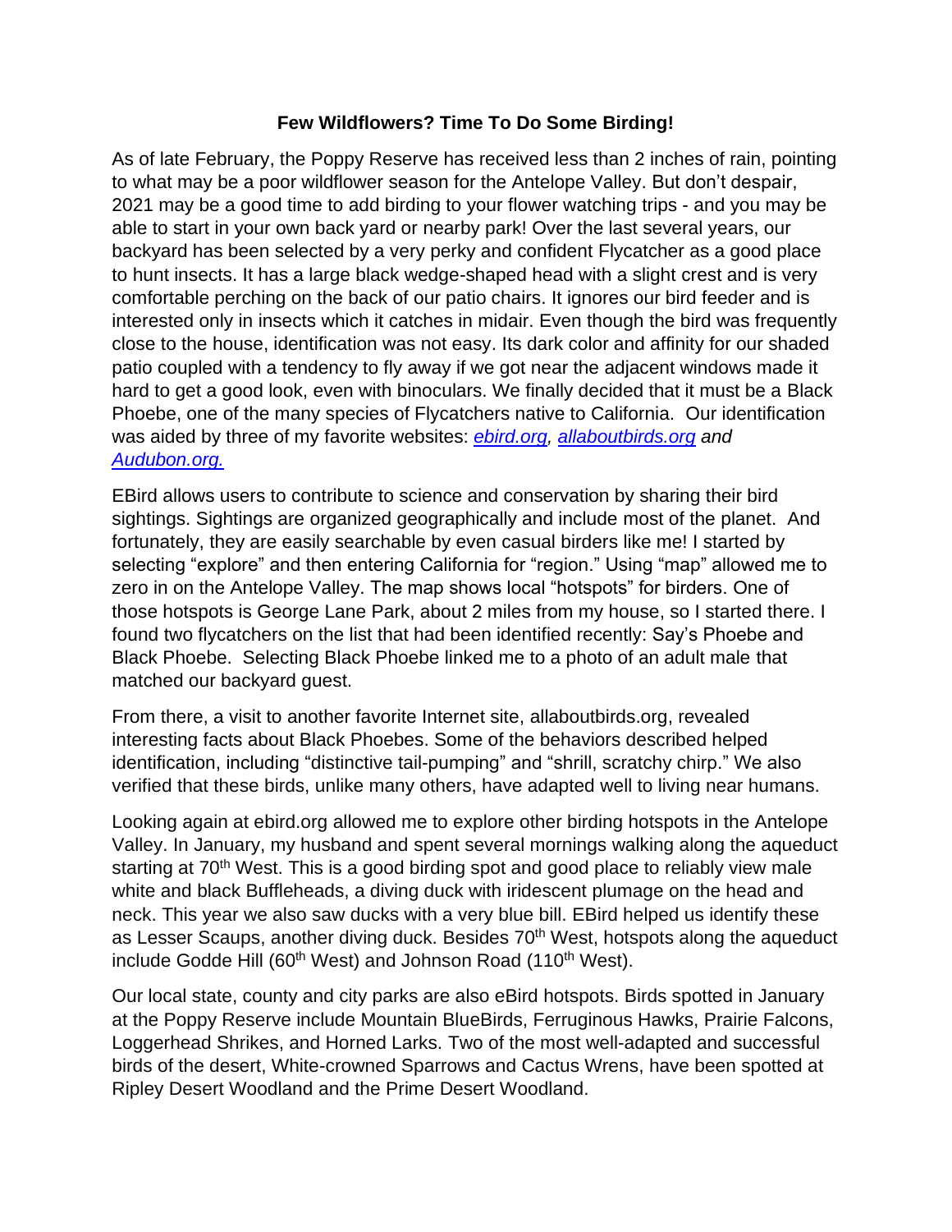**Few Wildflowers? Time To Do Some Birding!**

As of late February, the Poppy Reserve has received less than 2 inches of rain, pointing to what may be a poor wildflower season for the Antelope Valley. But don't despair, 2021 may be a good time to add birding to your flower watching trips - and you may be able to start in your own back yard or nearby park! Over the last several years, our backyard has been selected by a very perky and confident Flycatcher as a good place to hunt insects. It has a large black wedge-shaped head with a slight crest and is very comfortable perching on the back of our patio chairs. It ignores our bird feeder and is interested only in insects which it catches in midair. Even though the bird was frequently close to the house, identification was not easy. Its dark color and affinity for our shaded patio coupled with a tendency to fly away if we got near the adjacent windows made it hard to get a good look, even with binoculars. We finally decided that it must be a Black Phoebe, one of the many species of Flycatchers native to California. Our identification was aided by three of my favorite websites: *ebird.org, allaboutbirds.org and Audubon.org.*

EBird allows users to contribute to science and conservation by sharing their bird sightings. Sightings are organized geographically and include most of the planet. And fortunately, they are easily searchable by even casual birders like me! I started by selecting "explore" and then entering California for "region." Using "map" allowed me to zero in on the Antelope Valley. The map shows local "hotspots" for birders. One of those hotspots is George Lane Park, about 2 miles from my house, so I started there. I found two flycatchers on the list that had been identified recently: Say's Phoebe and Black Phoebe. Selecting Black Phoebe linked me to a photo of an adult male that matched our backyard guest.

From there, a visit to another favorite Internet site, allaboutbirds.org, revealed interesting facts about Black Phoebes. Some of the behaviors described helped identification, including "distinctive tail-pumping" and "shrill, scratchy chirp." We also verified that these birds, unlike many others, have adapted well to living near humans.

Looking again at ebird.org allowed me to explore other birding hotspots in the Antelope Valley. In January, my husband and spent several mornings walking along the aqueduct starting at 70th West. This is a good birding spot and good place to reliably view male white and black Buffleheads, a diving duck with iridescent plumage on the head and neck. This year we also saw ducks with a very blue bill. EBird helped us identify these as Lesser Scaups, another diving duck. Besides 70th West, hotspots along the aqueduct include Godde Hill (60th West) and Johnson Road (110th West).

Our local state, county and city parks are also eBird hotspots. Birds spotted in January at the Poppy Reserve include Mountain BlueBirds, Ferruginous Hawks, Prairie Falcons, Loggerhead Shrikes, and Horned Larks. Two of the most well-adapted and successful birds of the desert, White-crowned Sparrows and Cactus Wrens, have been spotted at Ripley Desert Woodland and the Prime Desert Woodland.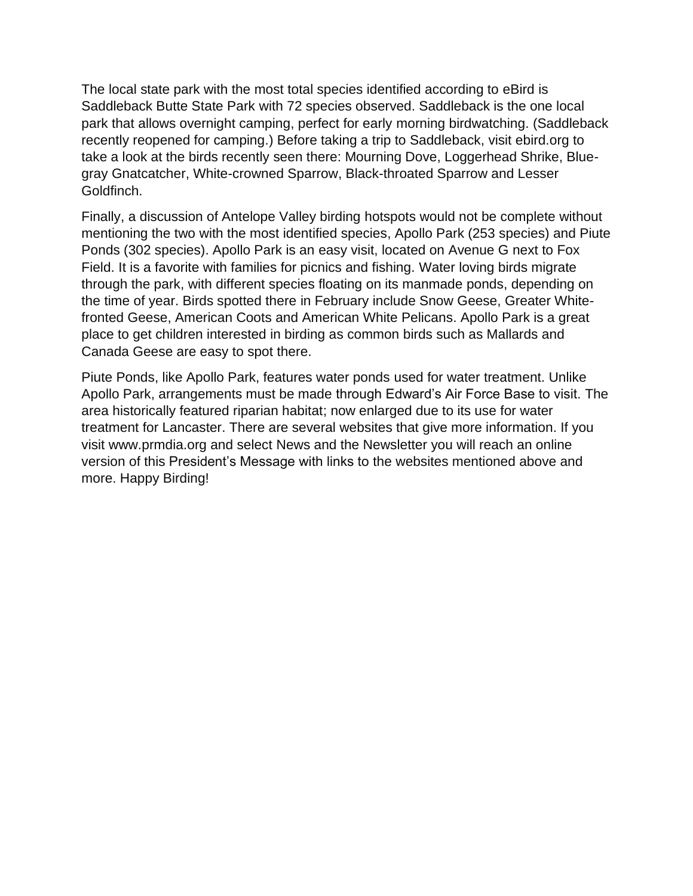The local state park with the most total species identified according to eBird is Saddleback Butte State Park with 72 species observed. Saddleback is the one local park that allows overnight camping, perfect for early morning birdwatching. (Saddleback recently reopened for camping.) Before taking a trip to Saddleback, visit ebird.org to take a look at the birds recently seen there: Mourning Dove, Loggerhead Shrike, Blue-gray Gnatcatcher, White-crowned Sparrow, Black-throated Sparrow and Lesser Goldfinch.

Finally, a discussion of Antelope Valley birding hotspots would not be complete without mentioning the two with the most identified species, Apollo Park (253 species) and Piute Ponds (302 species). Apollo Park is an easy visit, located on Avenue G next to Fox Field. It is a favorite with families for picnics and fishing. Water loving birds migrate through the park, with different species floating on its manmade ponds, depending on the time of year. Birds spotted there in February include Snow Geese, Greater White-fronted Geese, American Coots and American White Pelicans. Apollo Park is a great place to get children interested in birding as common birds such as Mallards and Canada Geese are easy to spot there.

Piute Ponds, like Apollo Park, features water ponds used for water treatment. Unlike Apollo Park, arrangements must be made through Edward's Air Force Base to visit. The area historically featured riparian habitat; now enlarged due to its use for water treatment for Lancaster. There are several websites that give more information. If you visit www.prmdia.org and select News and the Newsletter you will reach an online version of this President's Message with links to the websites mentioned above and more. Happy Birding!